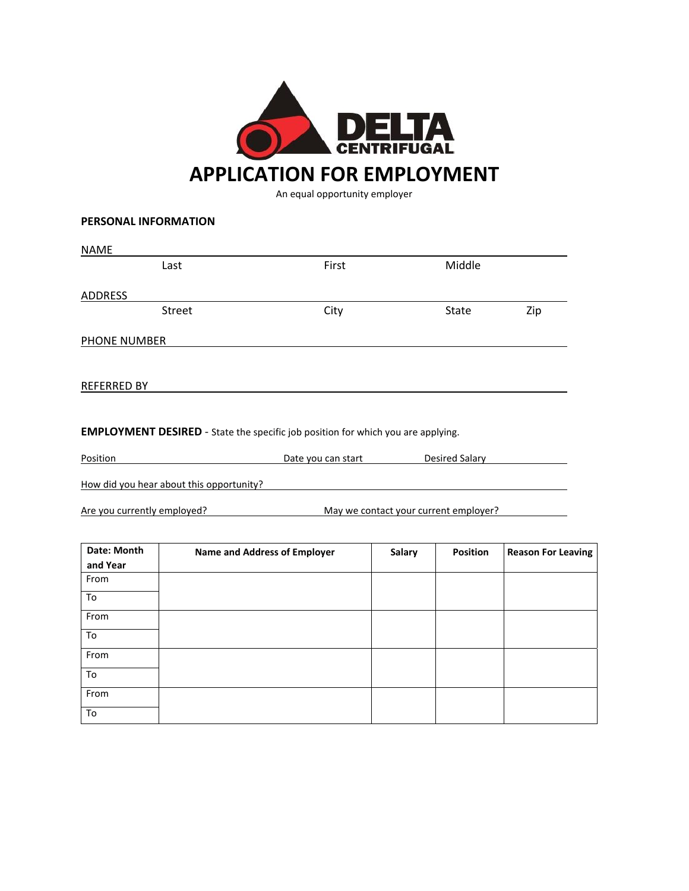DELTA CENTRIFUGAL

# APPLICATION FOR EMPLOYMENT

An equal opportunity employer

**PERSONAL INFORMATION**

NAME

Last First Middle

ADDRESS

Street City State Zip

PHONE NUMBER

REFERRED BY

**EMPLOYMENT DESIRED** - State the specific job position for which you are applying.

Position Date you can start Desired Salary

How did you hear about this opportunity?

Are you currently employed? May we contact your current employer?

| Date: Month and Year | Name and Address of Employer | Salary | Position | Reason For Leaving |
|---|---|---|---|---|
| From | | | | |
| To | | | | |
| From | | | | |
| To | | | | |
| From | | | | |
| To | | | | |
| From | | | | |
| To | | | | |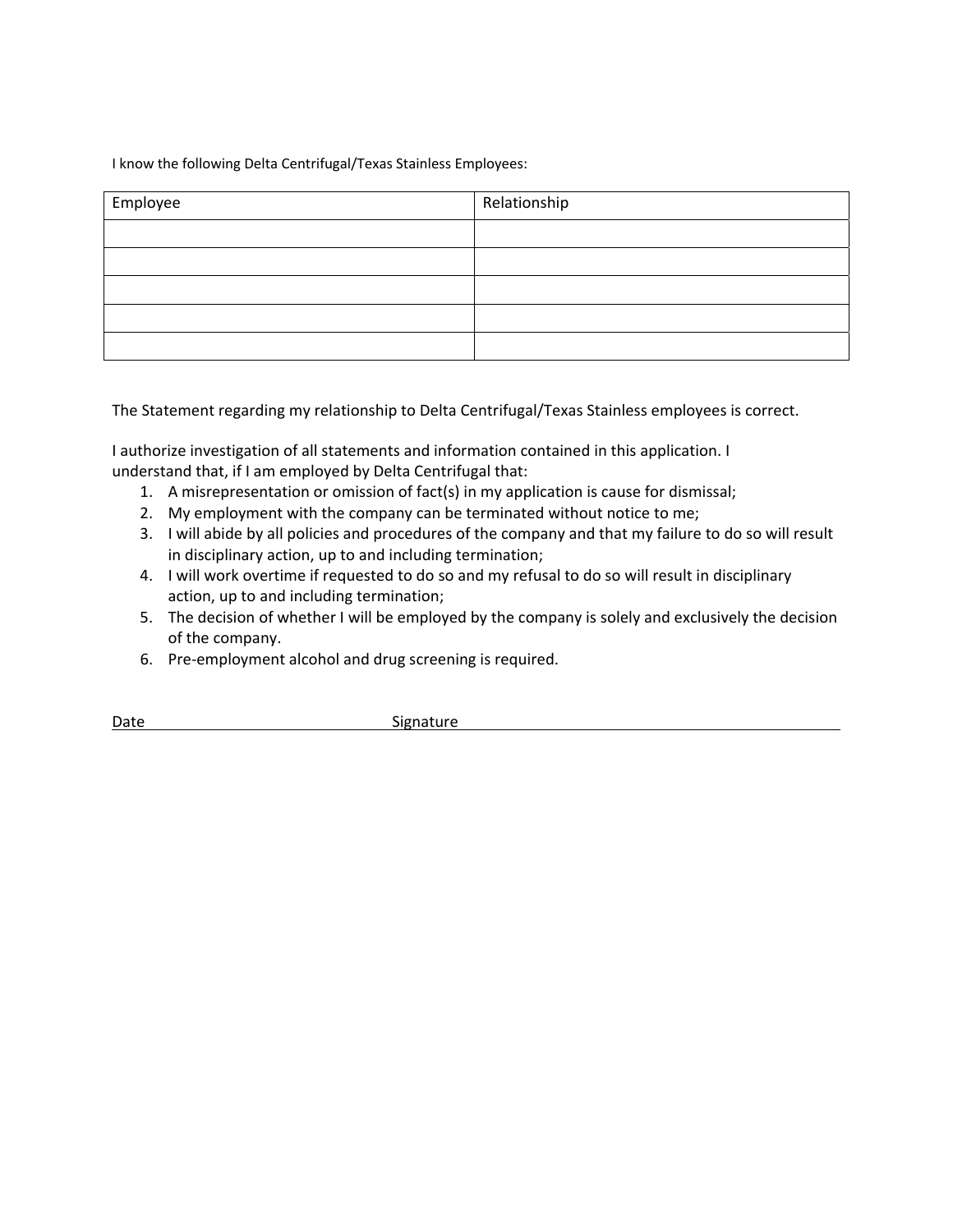I know the following Delta Centrifugal/Texas Stainless Employees:

| Employee | Relationship |
| --- | --- |
| | |
| | |
| | |
| | |
| | |

The Statement regarding my relationship to Delta Centrifugal/Texas Stainless employees is correct.

I authorize investigation of all statements and information contained in this application. I understand that, if I am employed by Delta Centrifugal that:

1. A misrepresentation or omission of fact(s) in my application is cause for dismissal;
2. My employment with the company can be terminated without notice to me;
3. I will abide by all policies and procedures of the company and that my failure to do so will result in disciplinary action, up to and including termination;
4. I will work overtime if requested to do so and my refusal to do so will result in disciplinary action, up to and including termination;
5. The decision of whether I will be employed by the company is solely and exclusively the decision of the company.
6. Pre-employment alcohol and drug screening is required.

Date ______________________ Signature ______________________________________